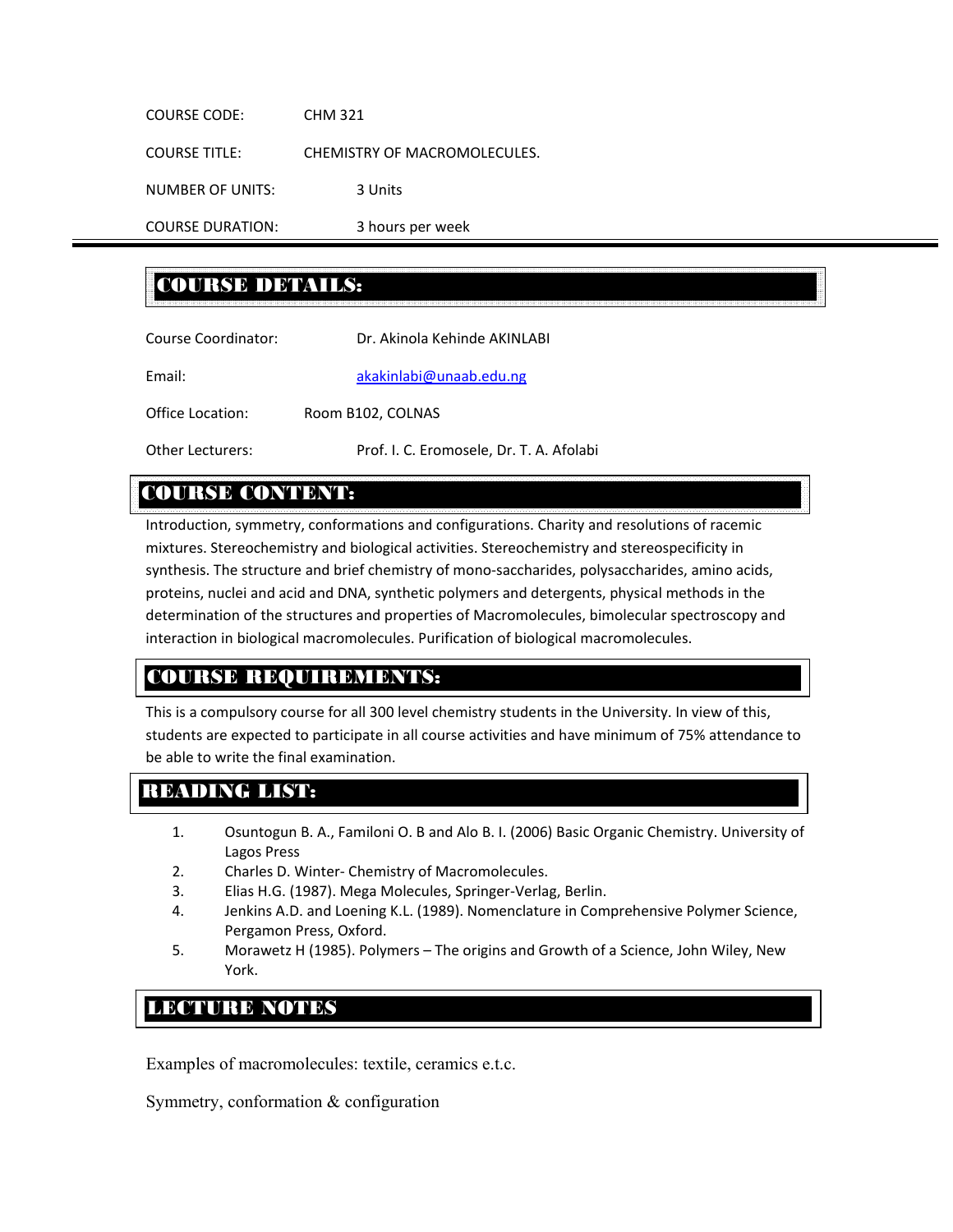COURSE CODE: CHM 321

COURSE TITLE: CHEMISTRY OF MACROMOLECULES.

NUMBER OF UNITS: 3 Units

COURSE DURATION: 3 hours per week

---

## COURSE DETAILS:

Course Coordinator: Dr. Akinola Kehinde AKINLABI

Email: akakinlabi@unaab.edu.ng

Office Location: Room B102, COLNAS

Other Lecturers: Prof. I. C. Eromosele, Dr. T. A. Afolabi

## COURSE CONTENT:

Introduction, symmetry, conformations and configurations. Charity and resolutions of racemic mixtures. Stereochemistry and biological activities. Stereochemistry and stereospecificity in synthesis. The structure and brief chemistry of mono-saccharides, polysaccharides, amino acids, proteins, nuclei and acid and DNA, synthetic polymers and detergents, physical methods in the determination of the structures and properties of Macromolecules, bimolecular spectroscopy and interaction in biological macromolecules. Purification of biological macromolecules.

## COURSE REQUIREMENTS:

This is a compulsory course for all 300 level chemistry students in the University. In view of this, students are expected to participate in all course activities and have minimum of 75% attendance to be able to write the final examination.

## READING LIST:

1. Osuntogun B. A., Familoni O. B and Alo B. I. (2006) Basic Organic Chemistry. University of Lagos Press
2. Charles D. Winter- Chemistry of Macromolecules.
3. Elias H.G. (1987). Mega Molecules, Springer-Verlag, Berlin.
4. Jenkins A.D. and Loening K.L. (1989). Nomenclature in Comprehensive Polymer Science, Pergamon Press, Oxford.
5. Morawetz H (1985). Polymers – The origins and Growth of a Science, John Wiley, New York.

## LECTURE NOTES

Examples of macromolecules: textile, ceramics e.t.c.

Symmetry, conformation & configuration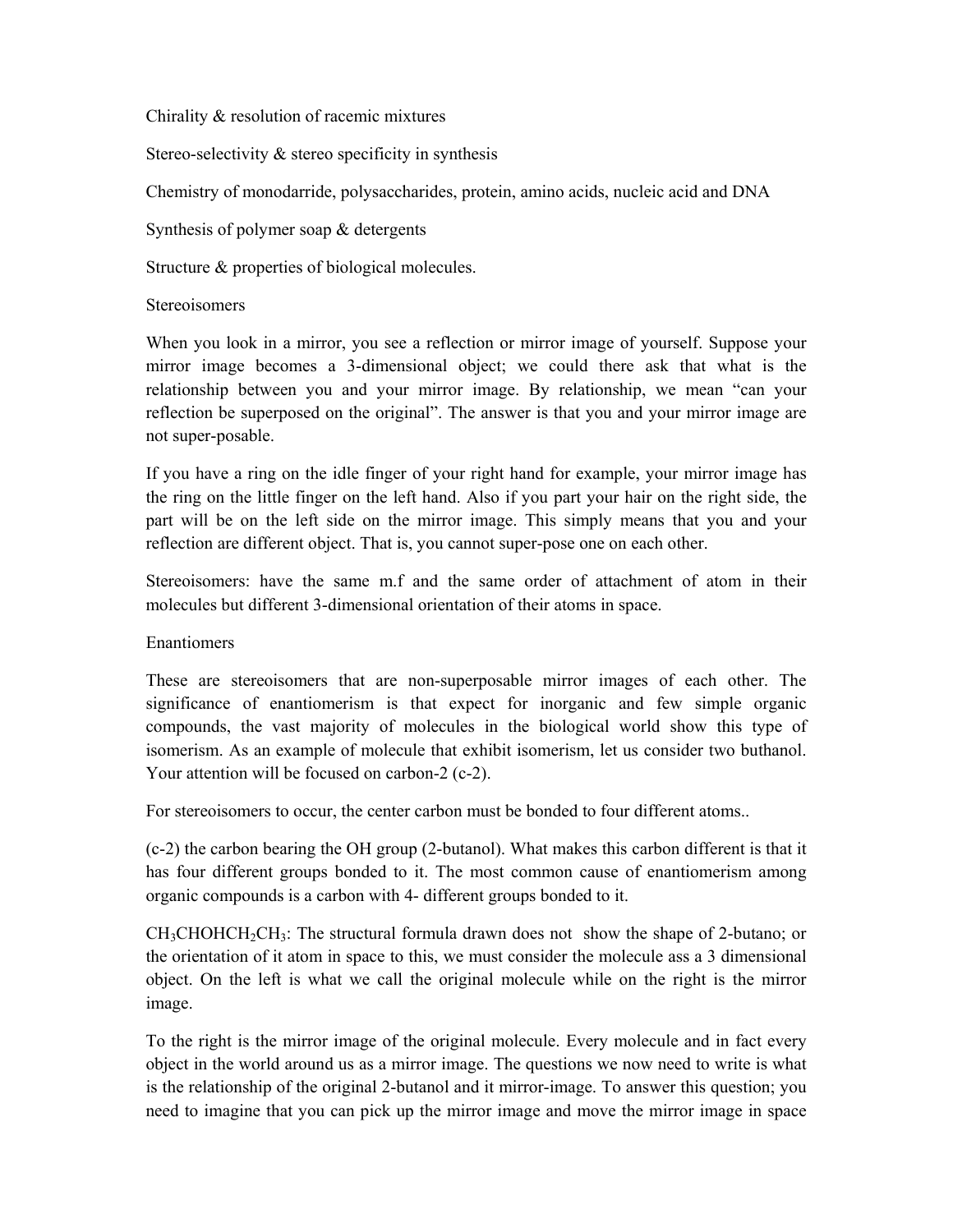Chirality & resolution of racemic mixtures

Stereo-selectivity & stereo specificity in synthesis

Chemistry of monodarride, polysaccharides, protein, amino acids, nucleic acid and DNA

Synthesis of polymer soap & detergents

Structure & properties of biological molecules.

Stereoisomers

When you look in a mirror, you see a reflection or mirror image of yourself. Suppose your mirror image becomes a 3-dimensional object; we could there ask that what is the relationship between you and your mirror image. By relationship, we mean "can your reflection be superposed on the original". The answer is that you and your mirror image are not super-posable.

If you have a ring on the idle finger of your right hand for example, your mirror image has the ring on the little finger on the left hand. Also if you part your hair on the right side, the part will be on the left side on the mirror image. This simply means that you and your reflection are different object. That is, you cannot super-pose one on each other.

Stereoisomers: have the same m.f and the same order of attachment of atom in their molecules but different 3-dimensional orientation of their atoms in space.

Enantiomers

These are stereoisomers that are non-superposable mirror images of each other. The significance of enantiomerism is that expect for inorganic and few simple organic compounds, the vast majority of molecules in the biological world show this type of isomerism. As an example of molecule that exhibit isomerism, let us consider two buthanol. Your attention will be focused on carbon-2 (c-2).

For stereoisomers to occur, the center carbon must be bonded to four different atoms..

(c-2) the carbon bearing the OH group (2-butanol). What makes this carbon different is that it has four different groups bonded to it. The most common cause of enantiomerism among organic compounds is a carbon with 4- different groups bonded to it.

$CH_3CHOHCH_2CH_3$: The structural formula drawn does not show the shape of 2-butano; or the orientation of it atom in space to this, we must consider the molecule ass a 3 dimensional object. On the left is what we call the original molecule while on the right is the mirror image.

To the right is the mirror image of the original molecule. Every molecule and in fact every object in the world around us as a mirror image. The questions we now need to write is what is the relationship of the original 2-butanol and it mirror-image. To answer this question; you need to imagine that you can pick up the mirror image and move the mirror image in space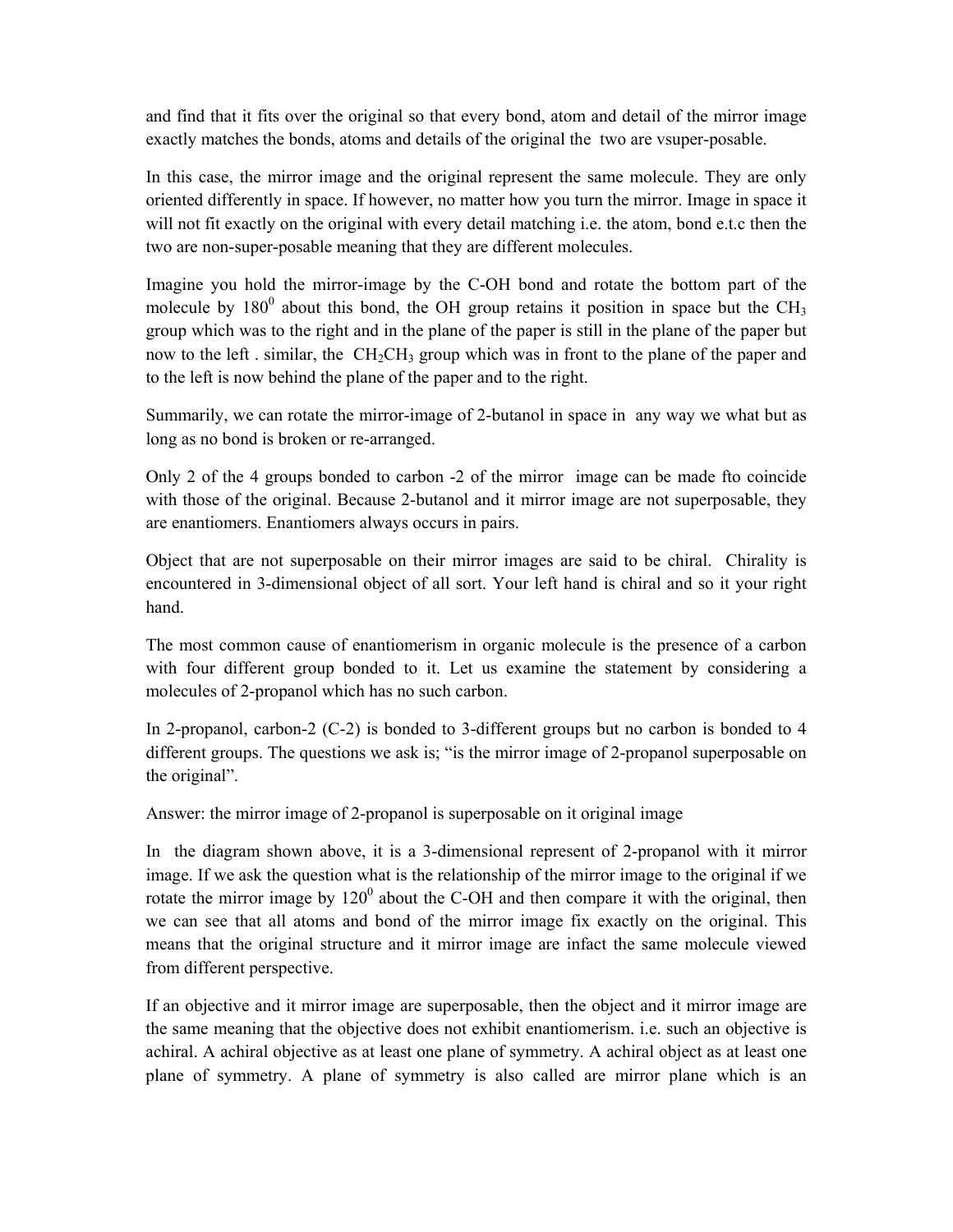and find that it fits over the original so that every bond, atom and detail of the mirror image exactly matches the bonds, atoms and details of the original the two are vsuper-posable.

In this case, the mirror image and the original represent the same molecule. They are only oriented differently in space. If however, no matter how you turn the mirror. Image in space it will not fit exactly on the original with every detail matching i.e. the atom, bond e.t.c then the two are non-super-posable meaning that they are different molecules.

Imagine you hold the mirror-image by the C-OH bond and rotate the bottom part of the molecule by $180^0$ about this bond, the OH group retains it position in space but the $CH_3$ group which was to the right and in the plane of the paper is still in the plane of the paper but now to the left . similar, the $CH_2CH_3$ group which was in front to the plane of the paper and to the left is now behind the plane of the paper and to the right.

Summarily, we can rotate the mirror-image of 2-butanol in space in any way we what but as long as no bond is broken or re-arranged.

Only 2 of the 4 groups bonded to carbon -2 of the mirror image can be made fto coincide with those of the original. Because 2-butanol and it mirror image are not superposable, they are enantiomers. Enantiomers always occurs in pairs.

Object that are not superposable on their mirror images are said to be chiral. Chirality is encountered in 3-dimensional object of all sort. Your left hand is chiral and so it your right hand.

The most common cause of enantiomerism in organic molecule is the presence of a carbon with four different group bonded to it. Let us examine the statement by considering a molecules of 2-propanol which has no such carbon.

In 2-propanol, carbon-2 (C-2) is bonded to 3-different groups but no carbon is bonded to 4 different groups. The questions we ask is; "is the mirror image of 2-propanol superposable on the original".

Answer: the mirror image of 2-propanol is superposable on it original image

In the diagram shown above, it is a 3-dimensional represent of 2-propanol with it mirror image. If we ask the question what is the relationship of the mirror image to the original if we rotate the mirror image by $120^0$ about the C-OH and then compare it with the original, then we can see that all atoms and bond of the mirror image fix exactly on the original. This means that the original structure and it mirror image are infact the same molecule viewed from different perspective.

If an objective and it mirror image are superposable, then the object and it mirror image are the same meaning that the objective does not exhibit enantiomerism. i.e. such an objective is achiral. A achiral objective as at least one plane of symmetry. A achiral object as at least one plane of symmetry. A plane of symmetry is also called are mirror plane which is an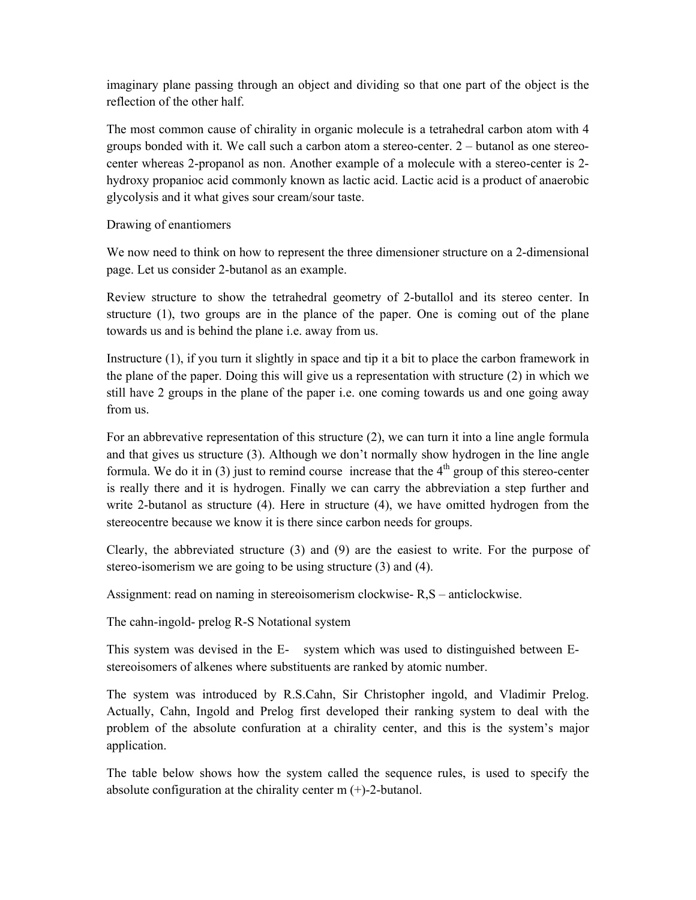imaginary plane passing through an object and dividing so that one part of the object is the reflection of the other half.

The most common cause of chirality in organic molecule is a tetrahedral carbon atom with 4 groups bonded with it. We call such a carbon atom a stereo-center. 2 – butanol as one stereo-center whereas 2-propanol as non. Another example of a molecule with a stereo-center is 2-hydroxy propanioc acid commonly known as lactic acid. Lactic acid is a product of anaerobic glycolysis and it what gives sour cream/sour taste.

Drawing of enantiomers

We now need to think on how to represent the three dimensioner structure on a 2-dimensional page. Let us consider 2-butanol as an example.

Review structure to show the tetrahedral geometry of 2-butallol and its stereo center. In structure (1), two groups are in the plance of the paper. One is coming out of the plane towards us and is behind the plane i.e. away from us.

Instructure (1), if you turn it slightly in space and tip it a bit to place the carbon framework in the plane of the paper. Doing this will give us a representation with structure (2) in which we still have 2 groups in the plane of the paper i.e. one coming towards us and one going away from us.

For an abbrevative representation of this structure (2), we can turn it into a line angle formula and that gives us structure (3). Although we don't normally show hydrogen in the line angle formula. We do it in (3) just to remind course increase that the 4$^{th}$ group of this stereo-center is really there and it is hydrogen. Finally we can carry the abbreviation a step further and write 2-butanol as structure (4). Here in structure (4), we have omitted hydrogen from the stereocentre because we know it is there since carbon needs for groups.

Clearly, the abbreviated structure (3) and (9) are the easiest to write. For the purpose of stereo-isomerism we are going to be using structure (3) and (4).

Assignment: read on naming in stereoisomerism clockwise- R,S – anticlockwise.

The cahn-ingold- prelog R-S Notational system

This system was devised in the E- system which was used to distinguished between E- stereoisomers of alkenes where substituents are ranked by atomic number.

The system was introduced by R.S.Cahn, Sir Christopher ingold, and Vladimir Prelog. Actually, Cahn, Ingold and Prelog first developed their ranking system to deal with the problem of the absolute confuration at a chirality center, and this is the system's major application.

The table below shows how the system called the sequence rules, is used to specify the absolute configuration at the chirality center m (+)-2-butanol.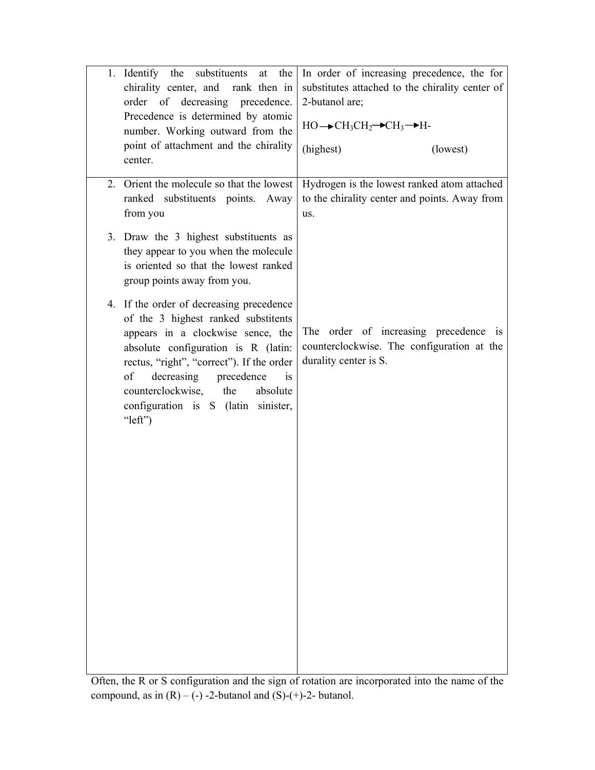| | |
|---|---|
| 1. Identify the substituents at the chirality center, and rank then in order of decreasing precedence. Precedence is determined by atomic number. Working outward from the point of attachment and the chirality center. | In order of increasing precedence, the for substitutes attached to the chirality center of 2-butanol are; <br> HO → $CH_3CH_2$ → $CH_3$ → H- <br> (highest) (lowest) |
| 2. Orient the molecule so that the lowest ranked substituents points. Away from you <br><br> 3. Draw the 3 highest substituents as they appear to you when the molecule is oriented so that the lowest ranked group points away from you. <br><br> 4. If the order of decreasing precedence of the 3 highest ranked substitents appears in a clockwise sence, the absolute configuration is R (latin: rectus, "right", "correct"). If the order of decreasing precedence is counterclockwise, the absolute configuration is S (latin sinister, "left") | Hydrogen is the lowest ranked atom attached to the chirality center and points. Away from us. <br><br><br><br><br><br> The order of increasing precedence is counterclockwise. The configuration at the durality center is S. |

Often, the R or S configuration and the sign of rotation are incorporated into the name of the compound, as in (R) – (-) -2-butanol and (S)-(+)-2- butanol.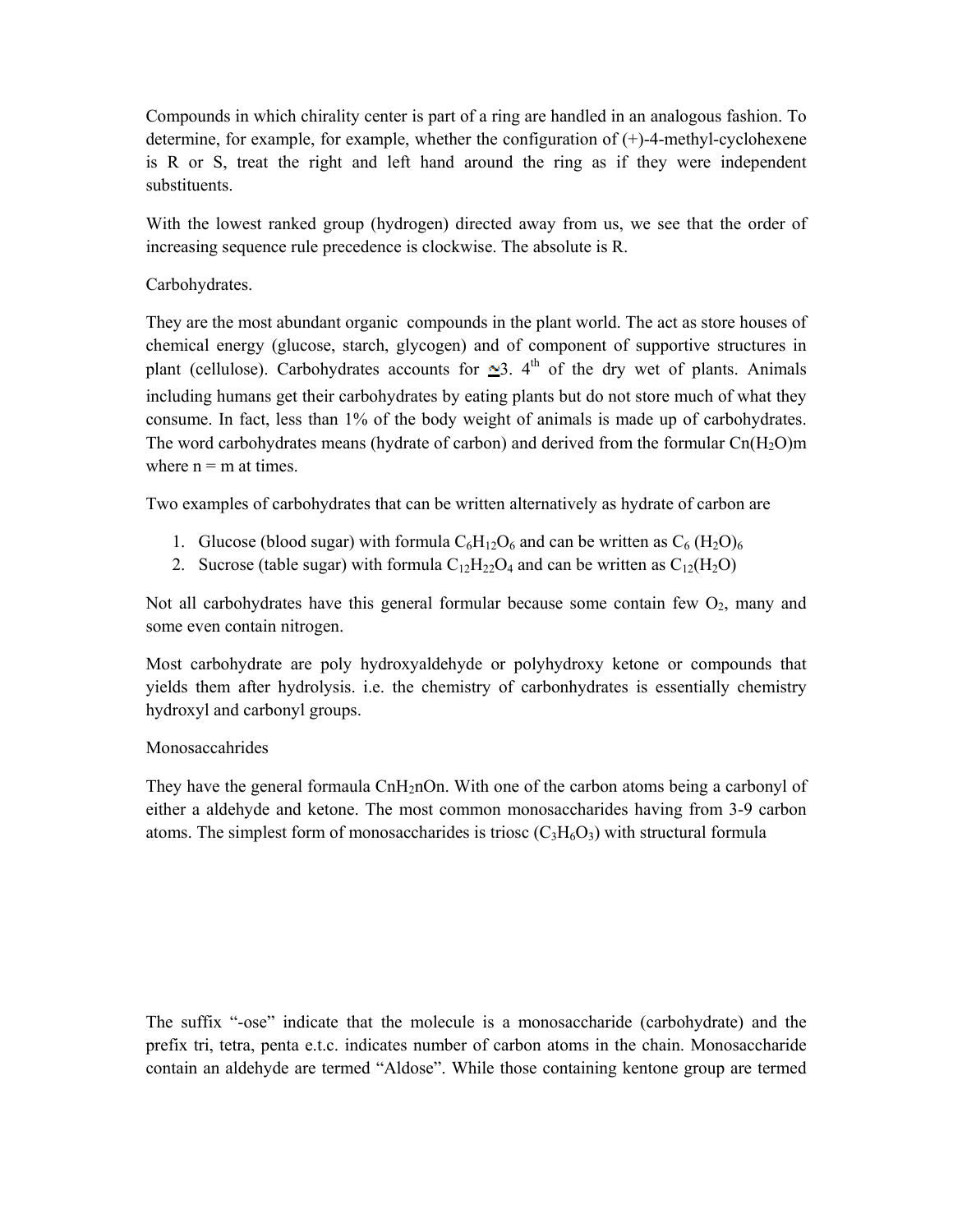Compounds in which chirality center is part of a ring are handled in an analogous fashion. To determine, for example, for example, whether the configuration of (+)-4-methyl-cyclohexene is R or S, treat the right and left hand around the ring as if they were independent substituents.

With the lowest ranked group (hydrogen) directed away from us, we see that the order of increasing sequence rule precedence is clockwise. The absolute is R.

Carbohydrates.

They are the most abundant organic compounds in the plant world. The act as store houses of chemical energy (glucose, starch, glycogen) and of component of supportive structures in plant (cellulose). Carbohydrates accounts for ~3. 4[th] of the dry wet of plants. Animals including humans get their carbohydrates by eating plants but do not store much of what they consume. In fact, less than 1% of the body weight of animals is made up of carbohydrates. The word carbohydrates means (hydrate of carbon) and derived from the formular $Cn(H_2O)m$ where n = m at times.

Two examples of carbohydrates that can be written alternatively as hydrate of carbon are

1. Glucose (blood sugar) with formula $C_6H_{12}O_6$ and can be written as $C_6$ $(H_2O)_6$
2. Sucrose (table sugar) with formula $C_{12}H_{22}O_4$ and can be written as $C_{12}(H_2O)$

Not all carbohydrates have this general formular because some contain few $O_2$, many and some even contain nitrogen.

Most carbohydrate are poly hydroxyaldehyde or polyhydroxy ketone or compounds that yields them after hydrolysis. i.e. the chemistry of carbonhydrates is essentially chemistry hydroxyl and carbonyl groups.

Monosaccahrides

They have the general formaula $CnH_2nOn$. With one of the carbon atoms being a carbonyl of either a aldehyde and ketone. The most common monosaccharides having from 3-9 carbon atoms. The simplest form of monosaccharides is triosc ($C_3H_6O_3$) with structural formula

The suffix "-ose" indicate that the molecule is a monosaccharide (carbohydrate) and the prefix tri, tetra, penta e.t.c. indicates number of carbon atoms in the chain. Monosaccharide contain an aldehyde are termed "Aldose". While those containing kentone group are termed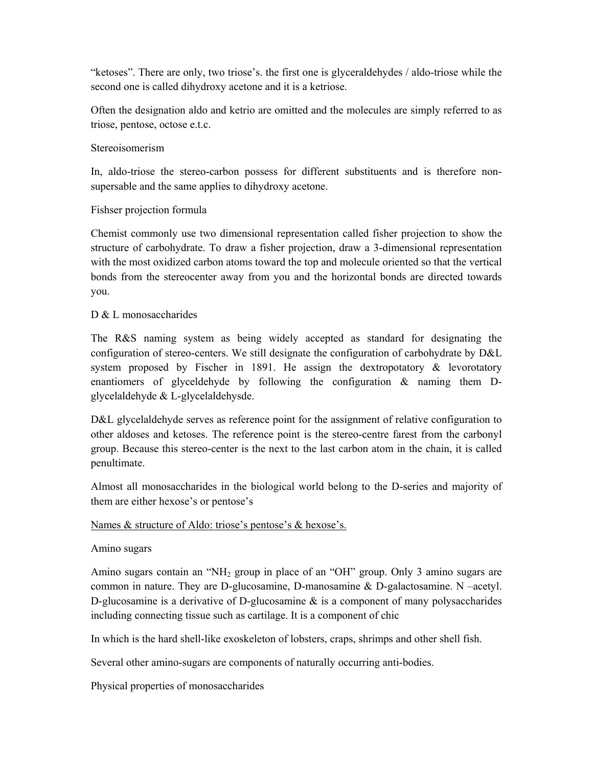“ketoses”. There are only, two triose’s. the first one is glyceraldehydes / aldo-triose while the second one is called dihydroxy acetone and it is a ketriose.

Often the designation aldo and ketrio are omitted and the molecules are simply referred to as triose, pentose, octose e.t.c.

Stereoisomerism

In, aldo-triose the stereo-carbon possess for different substituents and is therefore non-supersable and the same applies to dihydroxy acetone.

Fishser projection formula

Chemist commonly use two dimensional representation called fisher projection to show the structure of carbohydrate. To draw a fisher projection, draw a 3-dimensional representation with the most oxidized carbon atoms toward the top and molecule oriented so that the vertical bonds from the stereocenter away from you and the horizontal bonds are directed towards you.

D & L monosaccharides

The R&S naming system as being widely accepted as standard for designating the configuration of stereo-centers. We still designate the configuration of carbohydrate by D&L system proposed by Fischer in 1891. He assign the dextropotatory & levorotatory enantiomers of glyceldehyde by following the configuration & naming them D-glycelaldehyde & L-glycelaldehysde.

D&L glycelaldehyde serves as reference point for the assignment of relative configuration to other aldoses and ketoses. The reference point is the stereo-centre farest from the carbonyl group. Because this stereo-center is the next to the last carbon atom in the chain, it is called penultimate.

Almost all monosaccharides in the biological world belong to the D-series and majority of them are either hexose’s or pentose’s

<u>Names & structure of Aldo: triose’s pentose’s & hexose’s.</u>

Amino sugars

Amino sugars contain an “$NH_2$ group in place of an “OH” group. Only 3 amino sugars are common in nature. They are D-glucosamine, D-manosamine & D-galactosamine. N –acetyl. D-glucosamine is a derivative of D-glucosamine & is a component of many polysaccharides including connecting tissue such as cartilage. It is a component of chic

In which is the hard shell-like exoskeleton of lobsters, craps, shrimps and other shell fish.

Several other amino-sugars are components of naturally occurring anti-bodies.

Physical properties of monosaccharides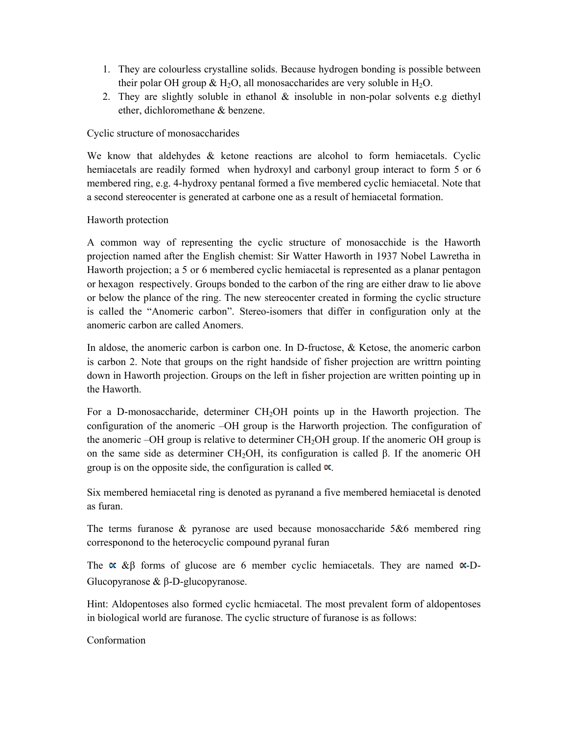1. They are colourless crystalline solids. Because hydrogen bonding is possible between their polar OH group & $H_2O$, all monosaccharides are very soluble in $H_2O$.
2. They are slightly soluble in ethanol & insoluble in non-polar solvents e.g diethyl ether, dichloromethane & benzene.

Cyclic structure of monosaccharides

We know that aldehydes & ketone reactions are alcohol to form hemiacetals. Cyclic hemiacetals are readily formed when hydroxyl and carbonyl group interact to form 5 or 6 membered ring, e.g. 4-hydroxy pentanal formed a five membered cyclic hemiacetal. Note that a second stereocenter is generated at carbone one as a result of hemiacetal formation.

Haworth protection

A common way of representing the cyclic structure of monosacchide is the Haworth projection named after the English chemist: Sir Watter Haworth in 1937 Nobel Lawretha in Haworth projection; a 5 or 6 membered cyclic hemiacetal is represented as a planar pentagon or hexagon respectively. Groups bonded to the carbon of the ring are either draw to lie above or below the plance of the ring. The new stereocenter created in forming the cyclic structure is called the "Anomeric carbon". Stereo-isomers that differ in configuration only at the anomeric carbon are called Anomers.

In aldose, the anomeric carbon is carbon one. In D-fructose, & Ketose, the anomeric carbon is carbon 2. Note that groups on the right handside of fisher projection are writtrn pointing down in Haworth projection. Groups on the left in fisher projection are written pointing up in the Haworth.

For a D-monosaccharide, determiner $CH_2OH$ points up in the Haworth projection. The configuration of the anomeric –OH group is the Harworth projection. The configuration of the anomeric –OH group is relative to determiner $CH_2OH$ group. If the anomeric OH group is on the same side as determiner $CH_2OH$, its configuration is called β. If the anomeric OH group is on the opposite side, the configuration is called ∝.

Six membered hemiacetal ring is denoted as pyranand a five membered hemiacetal is denoted as furan.

The terms furanose & pyranose are used because monosaccharide 5&6 membered ring corresponond to the heterocyclic compound pyranal furan

The ∝ &β forms of glucose are 6 member cyclic hemiacetals. They are named ∝-D-Glucopyranose & β-D-glucopyranose.

Hint: Aldopentoses also formed cyclic hcmiacetal. The most prevalent form of aldopentoses in biological world are furanose. The cyclic structure of furanose is as follows:

Conformation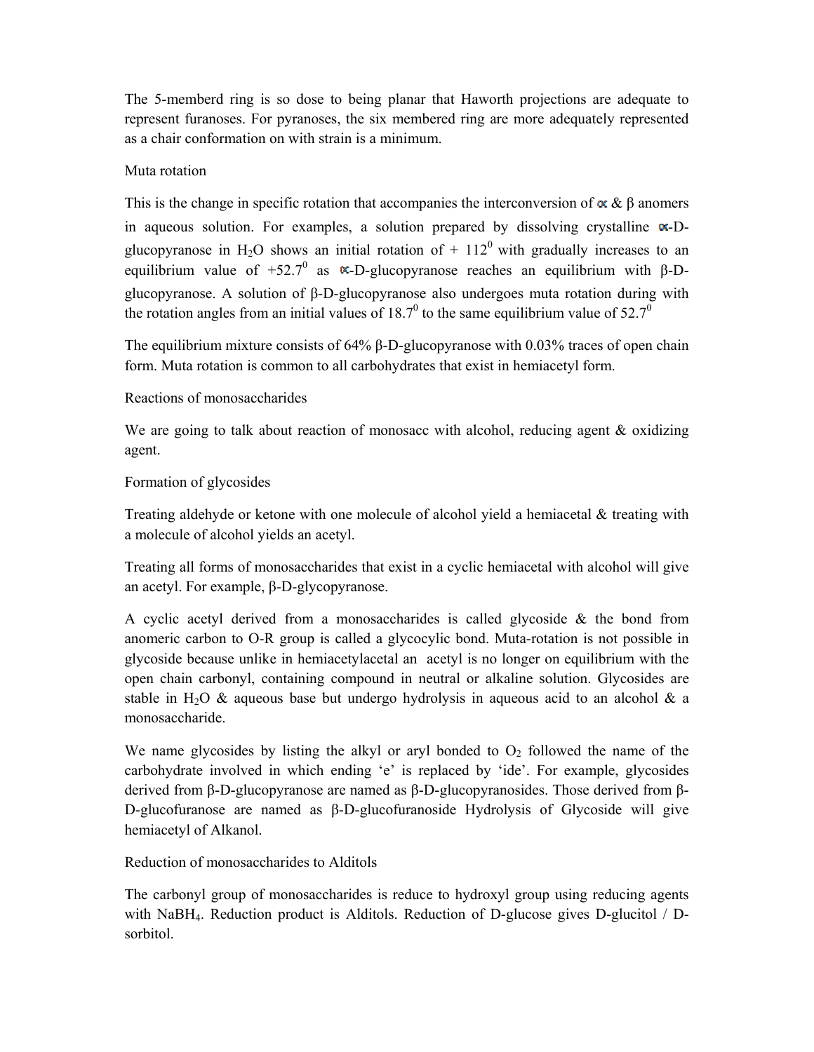The 5-memberd ring is so dose to being planar that Haworth projections are adequate to represent furanoses. For pyranoses, the six membered ring are more adequately represented as a chair conformation on with strain is a minimum.

## Muta rotation

This is the change in specific rotation that accompanies the interconversion of ∝ & β anomers in aqueous solution. For examples, a solution prepared by dissolving crystalline ∝-D-glucopyranose in $H_2O$ shows an initial rotation of + $112^0$ with gradually increases to an equilibrium value of $+52.7^0$ as ∝-D-glucopyranose reaches an equilibrium with β-D-glucopyranose. A solution of β-D-glucopyranose also undergoes muta rotation during with the rotation angles from an initial values of $18.7^0$ to the same equilibrium value of $52.7^0$

The equilibrium mixture consists of 64% β-D-glucopyranose with 0.03% traces of open chain form. Muta rotation is common to all carbohydrates that exist in hemiacetyl form.

## Reactions of monosaccharides

We are going to talk about reaction of monosacc with alcohol, reducing agent & oxidizing agent.

### Formation of glycosides

Treating aldehyde or ketone with one molecule of alcohol yield a hemiacetal & treating with a molecule of alcohol yields an acetyl.

Treating all forms of monosaccharides that exist in a cyclic hemiacetal with alcohol will give an acetyl. For example, β-D-glycopyranose.

A cyclic acetyl derived from a monosaccharides is called glycoside & the bond from anomeric carbon to O-R group is called a glycocylic bond. Muta-rotation is not possible in glycoside because unlike in hemiacetylacetal an acetyl is no longer on equilibrium with the open chain carbonyl, containing compound in neutral or alkaline solution. Glycosides are stable in $H_2O$ & aqueous base but undergo hydrolysis in aqueous acid to an alcohol & a monosaccharide.

We name glycosides by listing the alkyl or aryl bonded to $O_2$ followed the name of the carbohydrate involved in which ending 'e' is replaced by 'ide'. For example, glycosides derived from β-D-glucopyranose are named as β-D-glucopyranosides. Those derived from β-D-glucofuranose are named as β-D-glucofuranoside Hydrolysis of Glycoside will give hemiacetyl of Alkanol.

### Reduction of monosaccharides to Alditols

The carbonyl group of monosaccharides is reduce to hydroxyl group using reducing agents with $NaBH_4$. Reduction product is Alditols. Reduction of D-glucose gives D-glucitol / D-sorbitol.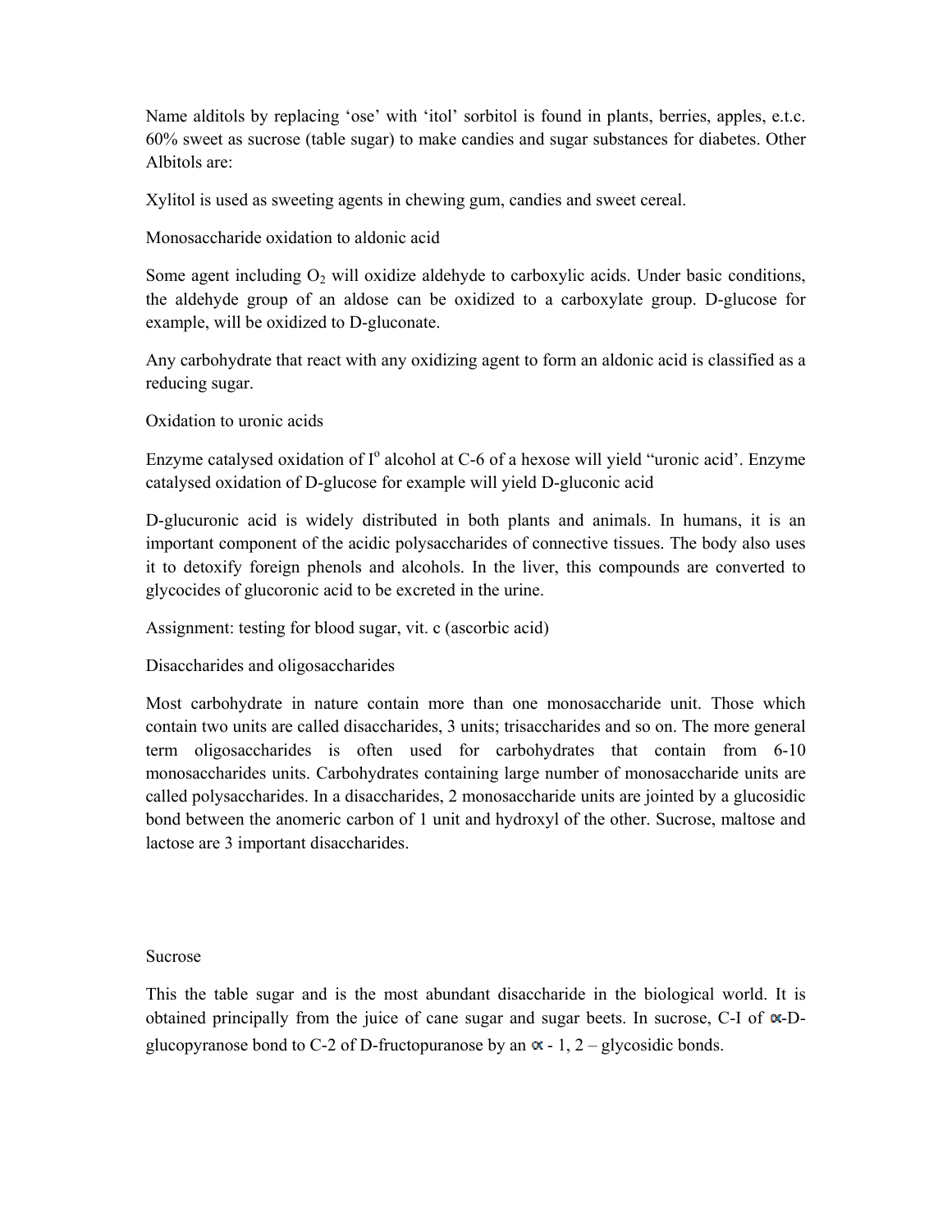Name alditols by replacing 'ose' with 'itol' sorbitol is found in plants, berries, apples, e.t.c. 60% sweet as sucrose (table sugar) to make candies and sugar substances for diabetes. Other Albitols are:

Xylitol is used as sweeting agents in chewing gum, candies and sweet cereal.

Monosaccharide oxidation to aldonic acid

Some agent including $O_2$ will oxidize aldehyde to carboxylic acids. Under basic conditions, the aldehyde group of an aldose can be oxidized to a carboxylate group. D-glucose for example, will be oxidized to D-gluconate.

Any carbohydrate that react with any oxidizing agent to form an aldonic acid is classified as a reducing sugar.

Oxidation to uronic acids

Enzyme catalysed oxidation of $I^o$ alcohol at C-6 of a hexose will yield "uronic acid'. Enzyme catalysed oxidation of D-glucose for example will yield D-gluconic acid

D-glucuronic acid is widely distributed in both plants and animals. In humans, it is an important component of the acidic polysaccharides of connective tissues. The body also uses it to detoxify foreign phenols and alcohols. In the liver, this compounds are converted to glycocides of glucoronic acid to be excreted in the urine.

Assignment: testing for blood sugar, vit. c (ascorbic acid)

Disaccharides and oligosaccharides

Most carbohydrate in nature contain more than one monosaccharide unit. Those which contain two units are called disaccharides, 3 units; trisaccharides and so on. The more general term oligosaccharides is often used for carbohydrates that contain from 6-10 monosaccharides units. Carbohydrates containing large number of monosaccharide units are called polysaccharides. In a disaccharides, 2 monosaccharide units are jointed by a glucosidic bond between the anomeric carbon of 1 unit and hydroxyl of the other. Sucrose, maltose and lactose are 3 important disaccharides.

Sucrose

This the table sugar and is the most abundant disaccharide in the biological world. It is obtained principally from the juice of cane sugar and sugar beets. In sucrose, C-I of $\alpha$-D-glucopyranose bond to C-2 of D-fructopuranose by an $\alpha$ - 1, 2 – glycosidic bonds.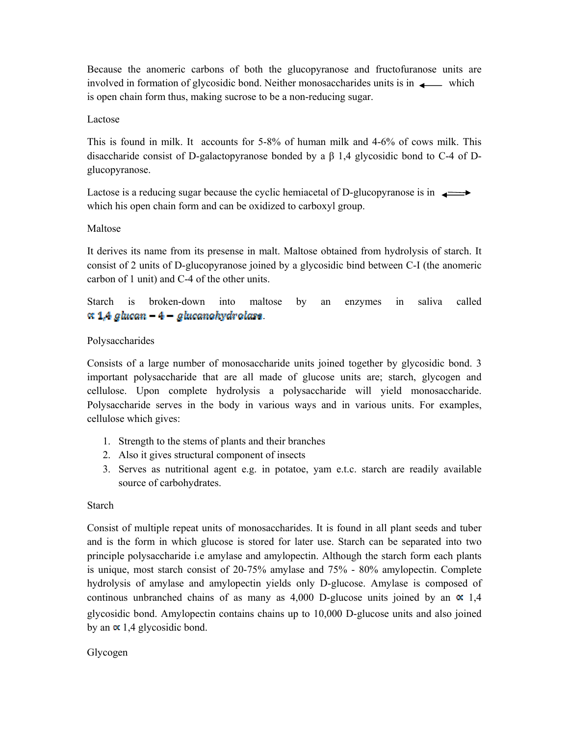Because the anomeric carbons of both the glucopyranose and fructofuranose units are involved in formation of glycosidic bond. Neither monosaccharides units is in $\longleftarrow$ which is open chain form thus, making sucrose to be a non-reducing sugar.

Lactose

This is found in milk. It accounts for 5-8% of human milk and 4-6% of cows milk. This disaccharide consist of D-galactopyranose bonded by a β 1,4 glycosidic bond to C-4 of D-glucopyranose.

Lactose is a reducing sugar because the cyclic hemiacetal of D-glucopyranose is in $\rightleftarrows$ which his open chain form and can be oxidized to carboxyl group.

Maltose

It derives its name from its presense in malt. Maltose obtained from hydrolysis of starch. It consist of 2 units of D-glucopyranose joined by a glycosidic bind between C-I (the anomeric carbon of 1 unit) and C-4 of the other units.

Starch is broken-down into maltose by an enzymes in saliva called $\propto 1{,}4\ glucan - 4 - glucanohydrolase$.

Polysaccharides

Consists of a large number of monosaccharide units joined together by glycosidic bond. 3 important polysaccharide that are all made of glucose units are; starch, glycogen and cellulose. Upon complete hydrolysis a polysaccharide will yield monosaccharide. Polysaccharide serves in the body in various ways and in various units. For examples, cellulose which gives:

1. Strength to the stems of plants and their branches
2. Also it gives structural component of insects
3. Serves as nutritional agent e.g. in potatoe, yam e.t.c. starch are readily available source of carbohydrates.

Starch

Consist of multiple repeat units of monosaccharides. It is found in all plant seeds and tuber and is the form in which glucose is stored for later use. Starch can be separated into two principle polysaccharide i.e amylase and amylopectin. Although the starch form each plants is unique, most starch consist of 20-75% amylase and 75% - 80% amylopectin. Complete hydrolysis of amylase and amylopectin yields only D-glucose. Amylase is composed of continous unbranched chains of as many as 4,000 D-glucose units joined by an $\propto$ 1,4 glycosidic bond. Amylopectin contains chains up to 10,000 D-glucose units and also joined by an $\propto$ 1,4 glycosidic bond.

Glycogen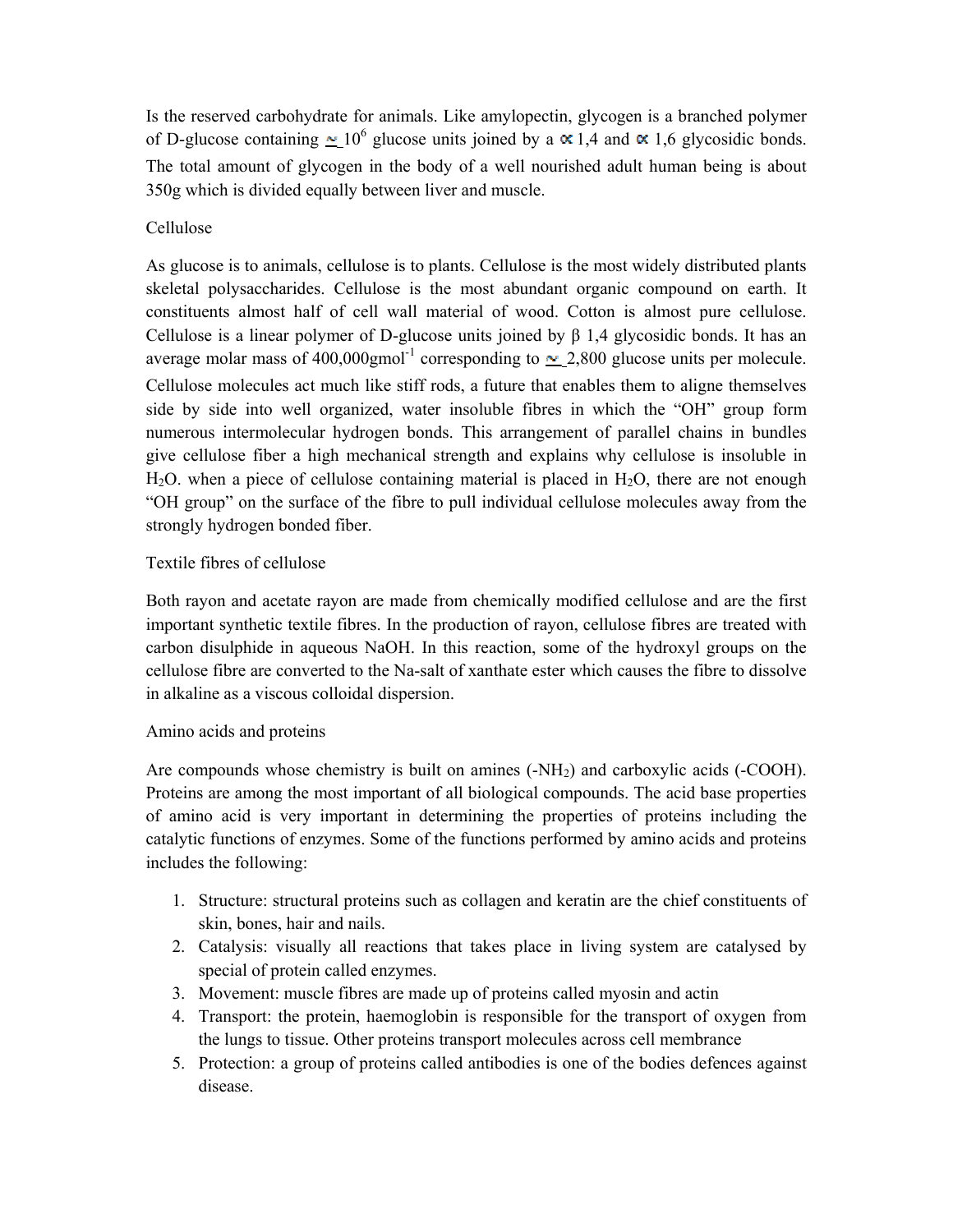Is the reserved carbohydrate for animals. Like amylopectin, glycogen is a branched polymer of D-glucose containing $\simeq 10^6$ glucose units joined by a $\alpha$ 1,4 and $\alpha$ 1,6 glycosidic bonds. The total amount of glycogen in the body of a well nourished adult human being is about 350g which is divided equally between liver and muscle.

## Cellulose

As glucose is to animals, cellulose is to plants. Cellulose is the most widely distributed plants skeletal polysaccharides. Cellulose is the most abundant organic compound on earth. It constituents almost half of cell wall material of wood. Cotton is almost pure cellulose. Cellulose is a linear polymer of D-glucose units joined by β 1,4 glycosidic bonds. It has an average molar mass of 400,000gmol$^{-1}$ corresponding to $\simeq$ 2,800 glucose units per molecule. Cellulose molecules act much like stiff rods, a future that enables them to aligne themselves side by side into well organized, water insoluble fibres in which the "OH" group form numerous intermolecular hydrogen bonds. This arrangement of parallel chains in bundles give cellulose fiber a high mechanical strength and explains why cellulose is insoluble in $H_2O$. when a piece of cellulose containing material is placed in $H_2O$, there are not enough "OH group" on the surface of the fibre to pull individual cellulose molecules away from the strongly hydrogen bonded fiber.

## Textile fibres of cellulose

Both rayon and acetate rayon are made from chemically modified cellulose and are the first important synthetic textile fibres. In the production of rayon, cellulose fibres are treated with carbon disulphide in aqueous NaOH. In this reaction, some of the hydroxyl groups on the cellulose fibre are converted to the Na-salt of xanthate ester which causes the fibre to dissolve in alkaline as a viscous colloidal dispersion.

## Amino acids and proteins

Are compounds whose chemistry is built on amines ($-NH_2$) and carboxylic acids ($-COOH$). Proteins are among the most important of all biological compounds. The acid base properties of amino acid is very important in determining the properties of proteins including the catalytic functions of enzymes. Some of the functions performed by amino acids and proteins includes the following:

1. Structure: structural proteins such as collagen and keratin are the chief constituents of skin, bones, hair and nails.
2. Catalysis: visually all reactions that takes place in living system are catalysed by special of protein called enzymes.
3. Movement: muscle fibres are made up of proteins called myosin and actin
4. Transport: the protein, haemoglobin is responsible for the transport of oxygen from the lungs to tissue. Other proteins transport molecules across cell membrance
5. Protection: a group of proteins called antibodies is one of the bodies defences against disease.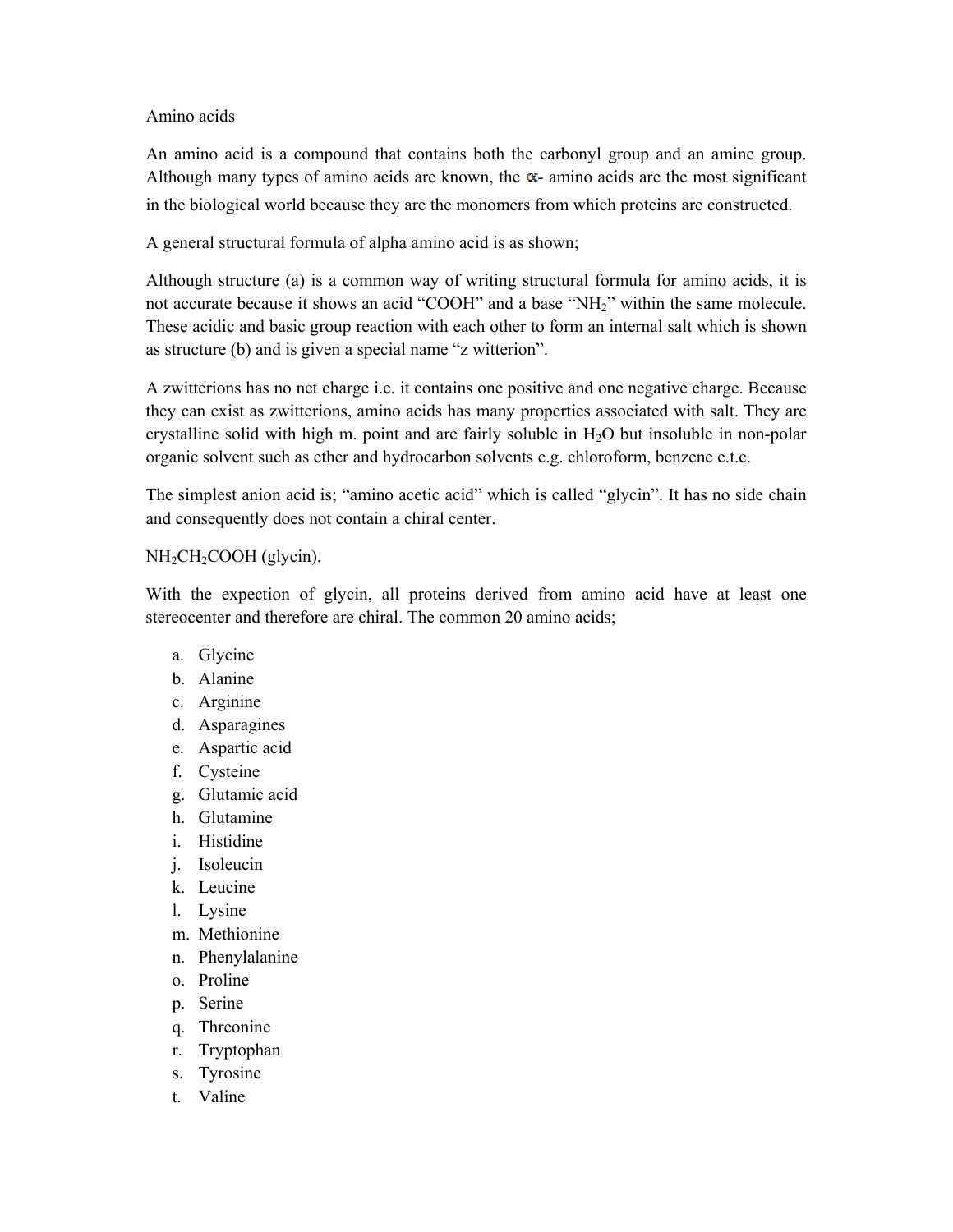Amino acids

An amino acid is a compound that contains both the carbonyl group and an amine group. Although many types of amino acids are known, the $\alpha$- amino acids are the most significant in the biological world because they are the monomers from which proteins are constructed.

A general structural formula of alpha amino acid is as shown;

Although structure (a) is a common way of writing structural formula for amino acids, it is not accurate because it shows an acid "COOH" and a base "$NH_2$" within the same molecule. These acidic and basic group reaction with each other to form an internal salt which is shown as structure (b) and is given a special name "z witterion".

A zwitterions has no net charge i.e. it contains one positive and one negative charge. Because they can exist as zwitterions, amino acids has many properties associated with salt. They are crystalline solid with high m. point and are fairly soluble in $H_2O$ but insoluble in non-polar organic solvent such as ether and hydrocarbon solvents e.g. chloroform, benzene e.t.c.

The simplest anion acid is; "amino acetic acid" which is called "glycin". It has no side chain and consequently does not contain a chiral center.

$NH_2CH_2COOH$ (glycin).

With the expection of glycin, all proteins derived from amino acid have at least one stereocenter and therefore are chiral. The common 20 amino acids;

a. Glycine
b. Alanine
c. Arginine
d. Asparagines
e. Aspartic acid
f. Cysteine
g. Glutamic acid
h. Glutamine
i. Histidine
j. Isoleucin
k. Leucine
l. Lysine
m. Methionine
n. Phenylalanine
o. Proline
p. Serine
q. Threonine
r. Tryptophan
s. Tyrosine
t. Valine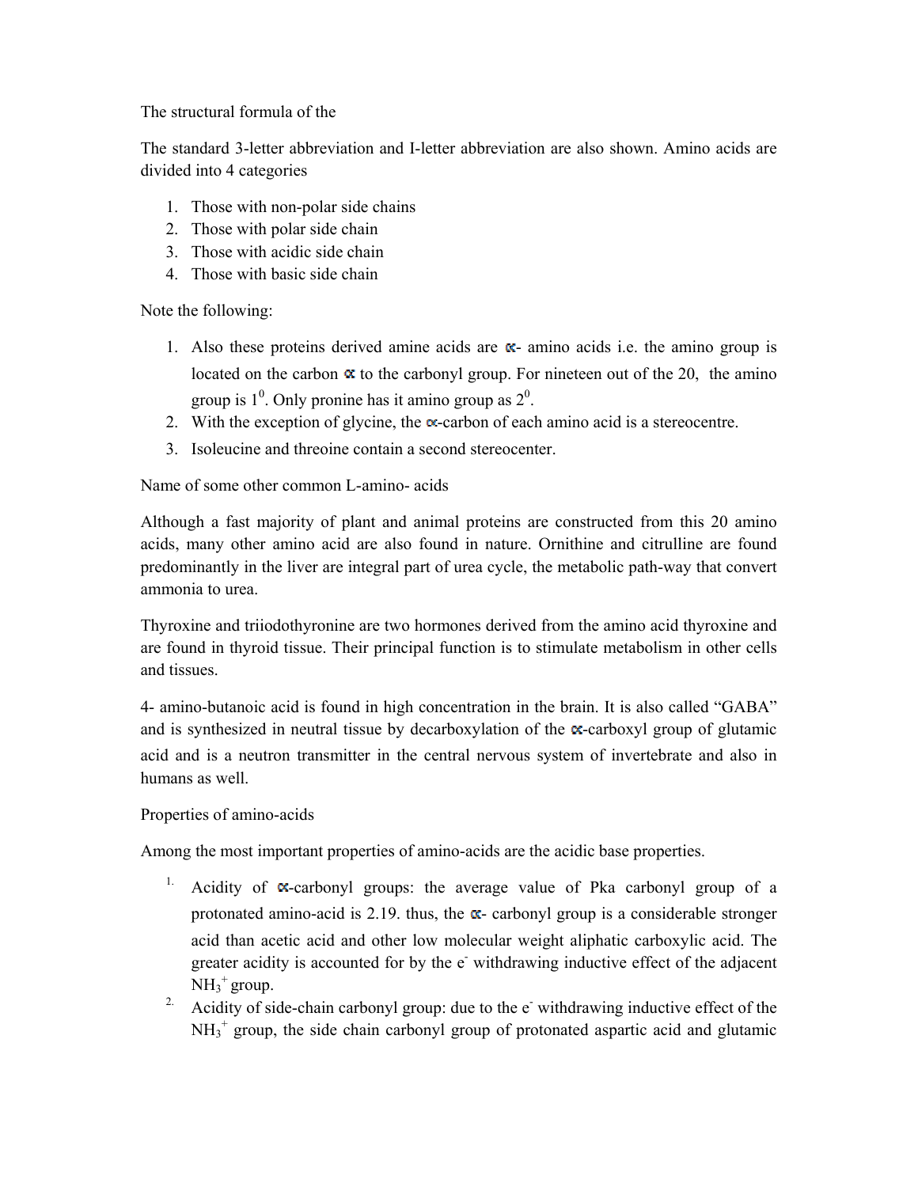The structural formula of the

The standard 3-letter abbreviation and I-letter abbreviation are also shown. Amino acids are divided into 4 categories

1. Those with non-polar side chains
2. Those with polar side chain
3. Those with acidic side chain
4. Those with basic side chain

Note the following:

1. Also these proteins derived amine acids are ∝- amino acids i.e. the amino group is located on the carbon ∝ to the carbonyl group. For nineteen out of the 20, the amino group is $1^0$. Only pronine has it amino group as $2^0$.
2. With the exception of glycine, the ∝-carbon of each amino acid is a stereocentre.
3. Isoleucine and threoine contain a second stereocenter.

Name of some other common L-amino- acids

Although a fast majority of plant and animal proteins are constructed from this 20 amino acids, many other amino acid are also found in nature. Ornithine and citrulline are found predominantly in the liver are integral part of urea cycle, the metabolic path-way that convert ammonia to urea.

Thyroxine and triiodothyronine are two hormones derived from the amino acid thyroxine and are found in thyroid tissue. Their principal function is to stimulate metabolism in other cells and tissues.

4- amino-butanoic acid is found in high concentration in the brain. It is also called "GABA" and is synthesized in neutral tissue by decarboxylation of the ∝-carboxyl group of glutamic acid and is a neutron transmitter in the central nervous system of invertebrate and also in humans as well.

Properties of amino-acids

Among the most important properties of amino-acids are the acidic base properties.

1. Acidity of ∝-carbonyl groups: the average value of Pka carbonyl group of a protonated amino-acid is 2.19. thus, the ∝- carbonyl group is a considerable stronger acid than acetic acid and other low molecular weight aliphatic carboxylic acid. The greater acidity is accounted for by the $e^-$ withdrawing inductive effect of the adjacent $NH_3^+$ group.
2. Acidity of side-chain carbonyl group: due to the $e^-$ withdrawing inductive effect of the $NH_3^+$ group, the side chain carbonyl group of protonated aspartic acid and glutamic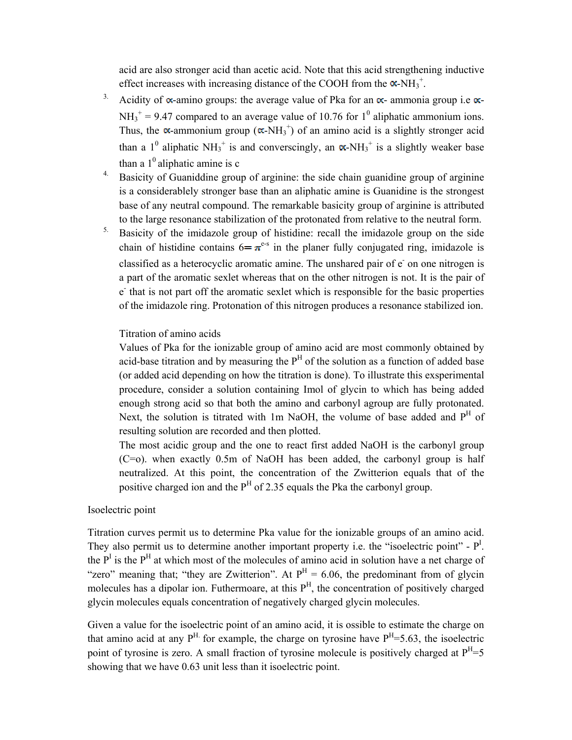acid are also stronger acid than acetic acid. Note that this acid strengthening inductive effect increases with increasing distance of the COOH from the ∝-$NH_3^+$.

3. Acidity of ∝-amino groups: the average value of Pka for an ∝- ammonia group i.e ∝-$NH_3^+$ = 9.47 compared to an average value of 10.76 for $1^0$ aliphatic ammonium ions. Thus, the ∝-ammonium group (∝-$NH_3^+$) of an amino acid is a slightly stronger acid than a $1^0$ aliphatic $NH_3^+$ is and converscingly, an ∝-$NH_3^+$ is a slightly weaker base than a $1^0$ aliphatic amine is c
4. Basicity of Guaniddine group of arginine: the side chain guanidine group of arginine is a considerablely stronger base than an aliphatic amine is Guanidine is the strongest base of any neutral compound. The remarkable basicity group of arginine is attributed to the large resonance stabilization of the protonated from relative to the neutral form.
5. Basicity of the imidazole group of histidine: recall the imidazole group on the side chain of histidine contains 6═$\pi^{e\text{-}s}$ in the planer fully conjugated ring, imidazole is classified as a heterocyclic aromatic amine. The unshared pair of $e^-$ on one nitrogen is a part of the aromatic sexlet whereas that on the other nitrogen is not. It is the pair of $e^-$ that is not part off the aromatic sexlet which is responsible for the basic properties of the imidazole ring. Protonation of this nitrogen produces a resonance stabilized ion.

Titration of amino acids

Values of Pka for the ionizable group of amino acid are most commonly obtained by acid-base titration and by measuring the $P^H$ of the solution as a function of added base (or added acid depending on how the titration is done). To illustrate this exsperimental procedure, consider a solution containing Imol of glycin to which has being added enough strong acid so that both the amino and carbonyl agroup are fully protonated. Next, the solution is titrated with 1m NaOH, the volume of base added and $P^H$ of resulting solution are recorded and then plotted.

The most acidic group and the one to react first added NaOH is the carbonyl group (C=o). when exactly 0.5m of NaOH has been added, the carbonyl group is half neutralized. At this point, the concentration of the Zwitterion equals that of the positive charged ion and the $P^H$ of 2.35 equals the Pka the carbonyl group.

Isoelectric point

Titration curves permit us to determine Pka value for the ionizable groups of an amino acid. They also permit us to determine another important property i.e. the "isoelectric point" - $P^I$. the $P^I$ is the $P^H$ at which most of the molecules of amino acid in solution have a net charge of "zero" meaning that; "they are Zwitterion". At $P^H$ = 6.06, the predominant from of glycin molecules has a dipolar ion. Futhermoare, at this $P^H$, the concentration of positively charged glycin molecules equals concentration of negatively charged glycin molecules.

Given a value for the isoelectric point of an amino acid, it is ossible to estimate the charge on that amino acid at any $P^{H.}$ for example, the charge on tyrosine have $P^H$=5.63, the isoelectric point of tyrosine is zero. A small fraction of tyrosine molecule is positively charged at $P^H$=5 showing that we have 0.63 unit less than it isoelectric point.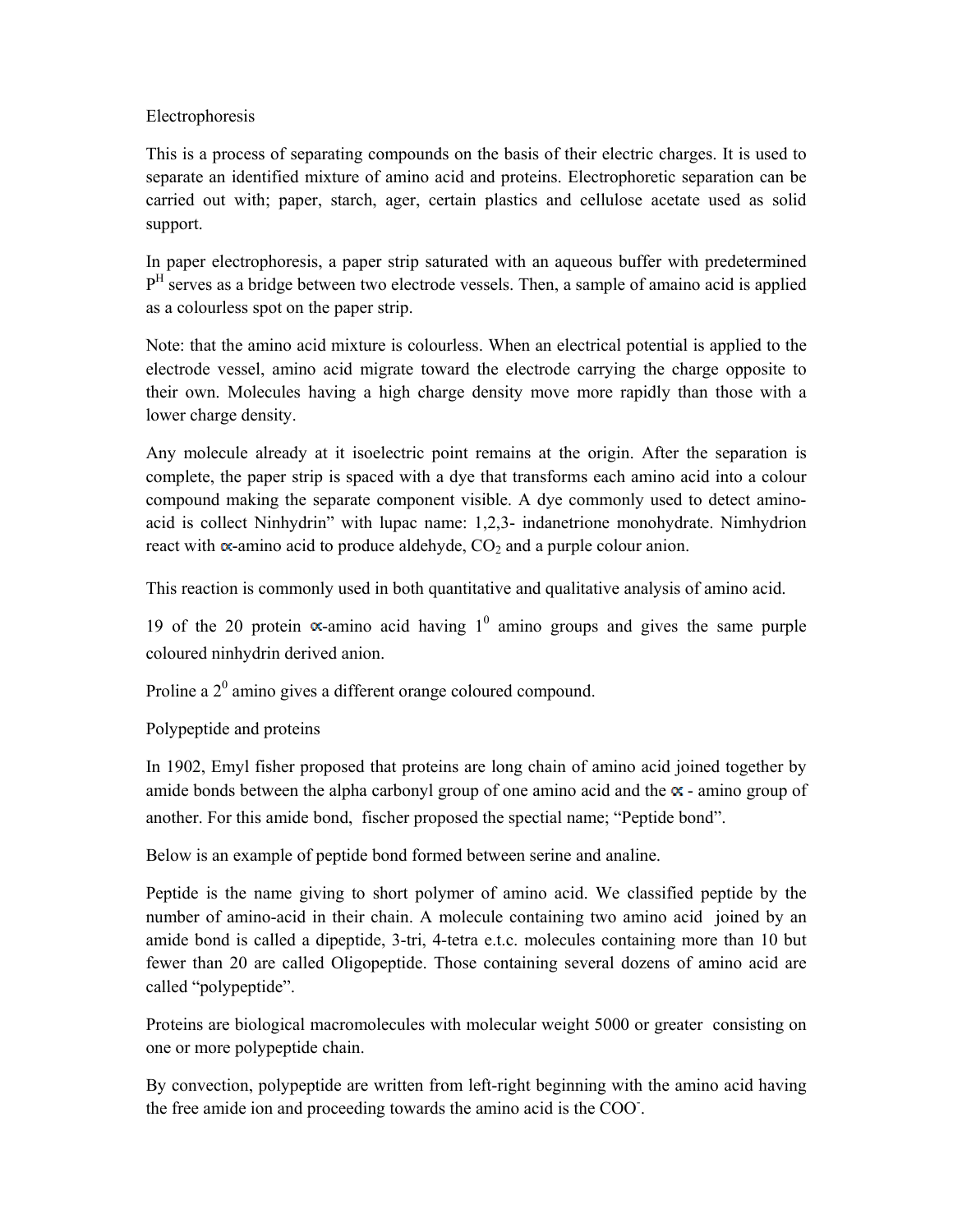Electrophoresis

This is a process of separating compounds on the basis of their electric charges. It is used to separate an identified mixture of amino acid and proteins. Electrophoretic separation can be carried out with; paper, starch, ager, certain plastics and cellulose acetate used as solid support.

In paper electrophoresis, a paper strip saturated with an aqueous buffer with predetermined $P^H$ serves as a bridge between two electrode vessels. Then, a sample of amaino acid is applied as a colourless spot on the paper strip.

Note: that the amino acid mixture is colourless. When an electrical potential is applied to the electrode vessel, amino acid migrate toward the electrode carrying the charge opposite to their own. Molecules having a high charge density move more rapidly than those with a lower charge density.

Any molecule already at it isoelectric point remains at the origin. After the separation is complete, the paper strip is spaced with a dye that transforms each amino acid into a colour compound making the separate component visible. A dye commonly used to detect amino-acid is collect Ninhydrin" with Iupac name: 1,2,3- indanetrione monohydrate. Nimhydrion react with ∝-amino acid to produce aldehyde, $CO_2$ and a purple colour anion.

This reaction is commonly used in both quantitative and qualitative analysis of amino acid.

19 of the 20 protein ∝-amino acid having $1^0$ amino groups and gives the same purple coloured ninhydrin derived anion.

Proline a $2^0$ amino gives a different orange coloured compound.

Polypeptide and proteins

In 1902, Emyl fisher proposed that proteins are long chain of amino acid joined together by amide bonds between the alpha carbonyl group of one amino acid and the ∝ - amino group of another. For this amide bond, fischer proposed the spectial name; "Peptide bond".

Below is an example of peptide bond formed between serine and analine.

Peptide is the name giving to short polymer of amino acid. We classified peptide by the number of amino-acid in their chain. A molecule containing two amino acid joined by an amide bond is called a dipeptide, 3-tri, 4-tetra e.t.c. molecules containing more than 10 but fewer than 20 are called Oligopeptide. Those containing several dozens of amino acid are called "polypeptide".

Proteins are biological macromolecules with molecular weight 5000 or greater consisting on one or more polypeptide chain.

By convection, polypeptide are written from left-right beginning with the amino acid having the free amide ion and proceeding towards the amino acid is the $COO^-$.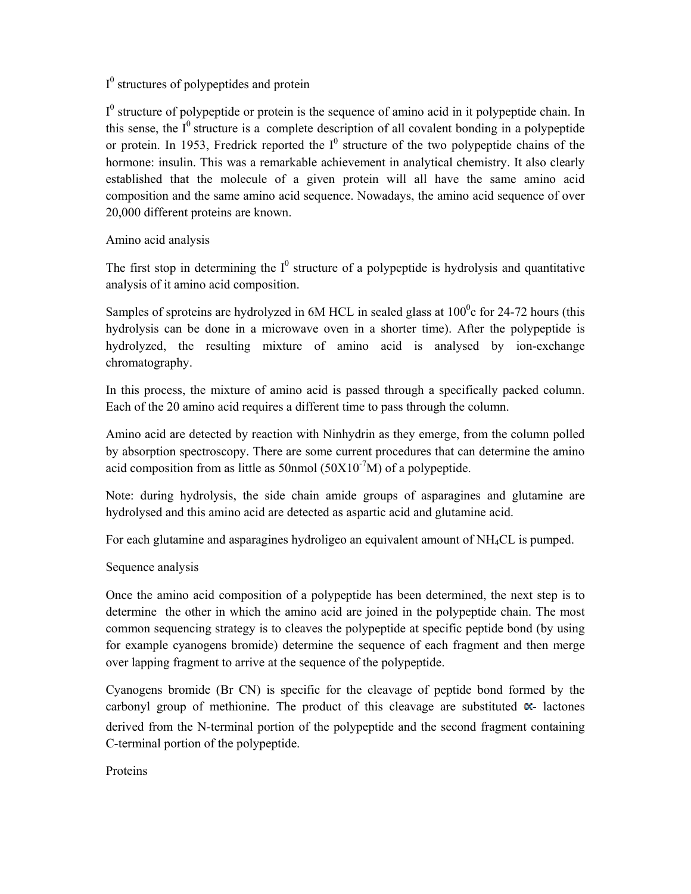## $I^0$ structures of polypeptides and protein

$I^0$ structure of polypeptide or protein is the sequence of amino acid in it polypeptide chain. In this sense, the $I^0$ structure is a complete description of all covalent bonding in a polypeptide or protein. In 1953, Fredrick reported the $I^0$ structure of the two polypeptide chains of the hormone: insulin. This was a remarkable achievement in analytical chemistry. It also clearly established that the molecule of a given protein will all have the same amino acid composition and the same amino acid sequence. Nowadays, the amino acid sequence of over 20,000 different proteins are known.

### Amino acid analysis

The first stop in determining the $I^0$ structure of a polypeptide is hydrolysis and quantitative analysis of it amino acid composition.

Samples of sproteins are hydrolyzed in 6M HCL in sealed glass at $100^0$c for 24-72 hours (this hydrolysis can be done in a microwave oven in a shorter time). After the polypeptide is hydrolyzed, the resulting mixture of amino acid is analysed by ion-exchange chromatography.

In this process, the mixture of amino acid is passed through a specifically packed column. Each of the 20 amino acid requires a different time to pass through the column.

Amino acid are detected by reaction with Ninhydrin as they emerge, from the column polled by absorption spectroscopy. There are some current procedures that can determine the amino acid composition from as little as 50nmol ($50X10^{-7}$M) of a polypeptide.

Note: during hydrolysis, the side chain amide groups of asparagines and glutamine are hydrolysed and this amino acid are detected as aspartic acid and glutamine acid.

For each glutamine and asparagines hydroligeo an equivalent amount of $NH_4CL$ is pumped.

### Sequence analysis

Once the amino acid composition of a polypeptide has been determined, the next step is to determine the other in which the amino acid are joined in the polypeptide chain. The most common sequencing strategy is to cleaves the polypeptide at specific peptide bond (by using for example cyanogens bromide) determine the sequence of each fragment and then merge over lapping fragment to arrive at the sequence of the polypeptide.

Cyanogens bromide (Br CN) is specific for the cleavage of peptide bond formed by the carbonyl group of methionine. The product of this cleavage are substituted α- lactones derived from the N-terminal portion of the polypeptide and the second fragment containing C-terminal portion of the polypeptide.

### Proteins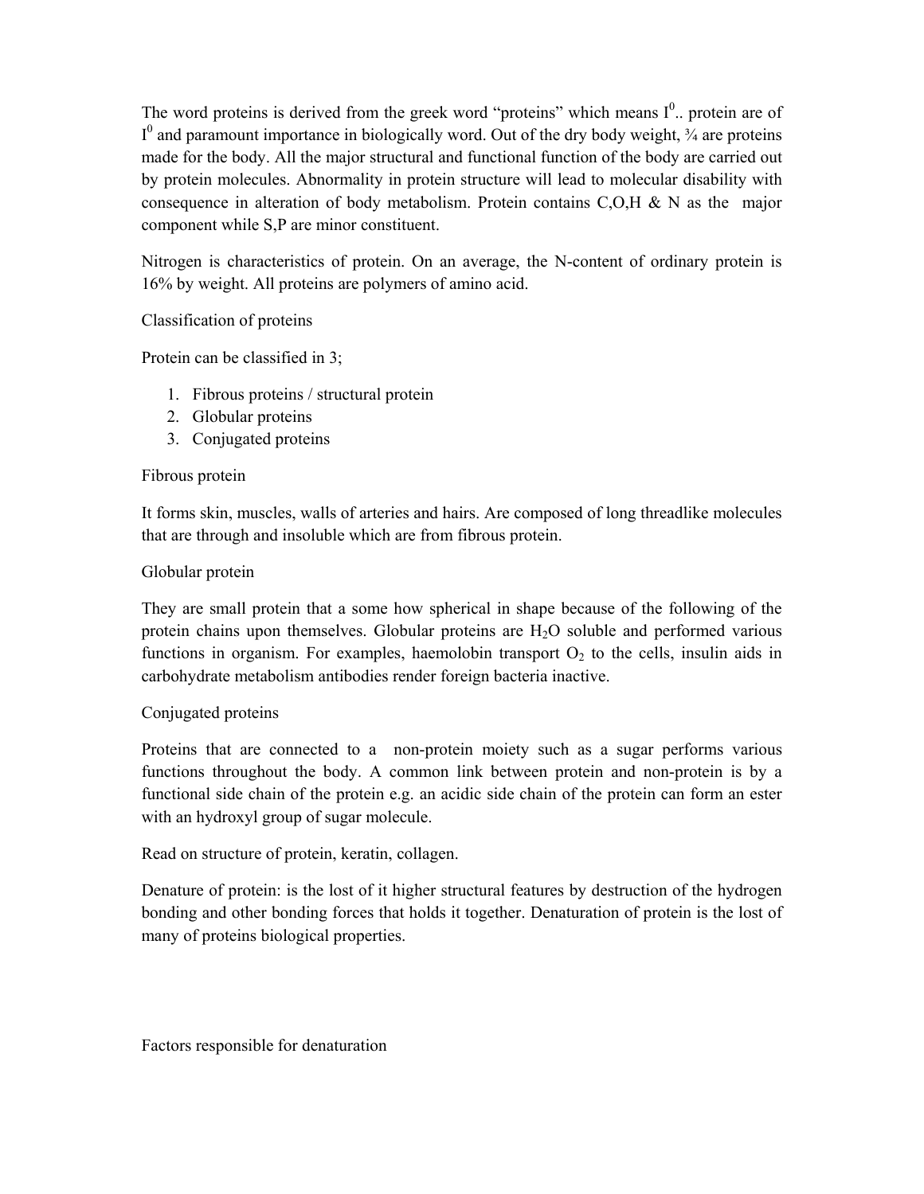The word proteins is derived from the greek word "proteins" which means $I^0$.. protein are of $I^0$ and paramount importance in biologically word. Out of the dry body weight, ¾ are proteins made for the body. All the major structural and functional function of the body are carried out by protein molecules. Abnormality in protein structure will lead to molecular disability with consequence in alteration of body metabolism. Protein contains C,O,H & N as the major component while S,P are minor constituent.

Nitrogen is characteristics of protein. On an average, the N-content of ordinary protein is 16% by weight. All proteins are polymers of amino acid.

Classification of proteins

Protein can be classified in 3;

1. Fibrous proteins / structural protein
2. Globular proteins
3. Conjugated proteins

Fibrous protein

It forms skin, muscles, walls of arteries and hairs. Are composed of long threadlike molecules that are through and insoluble which are from fibrous protein.

Globular protein

They are small protein that a some how spherical in shape because of the following of the protein chains upon themselves. Globular proteins are $H_2O$ soluble and performed various functions in organism. For examples, haemolobin transport $O_2$ to the cells, insulin aids in carbohydrate metabolism antibodies render foreign bacteria inactive.

Conjugated proteins

Proteins that are connected to a non-protein moiety such as a sugar performs various functions throughout the body. A common link between protein and non-protein is by a functional side chain of the protein e.g. an acidic side chain of the protein can form an ester with an hydroxyl group of sugar molecule.

Read on structure of protein, keratin, collagen.

Denature of protein: is the lost of it higher structural features by destruction of the hydrogen bonding and other bonding forces that holds it together. Denaturation of protein is the lost of many of proteins biological properties.

Factors responsible for denaturation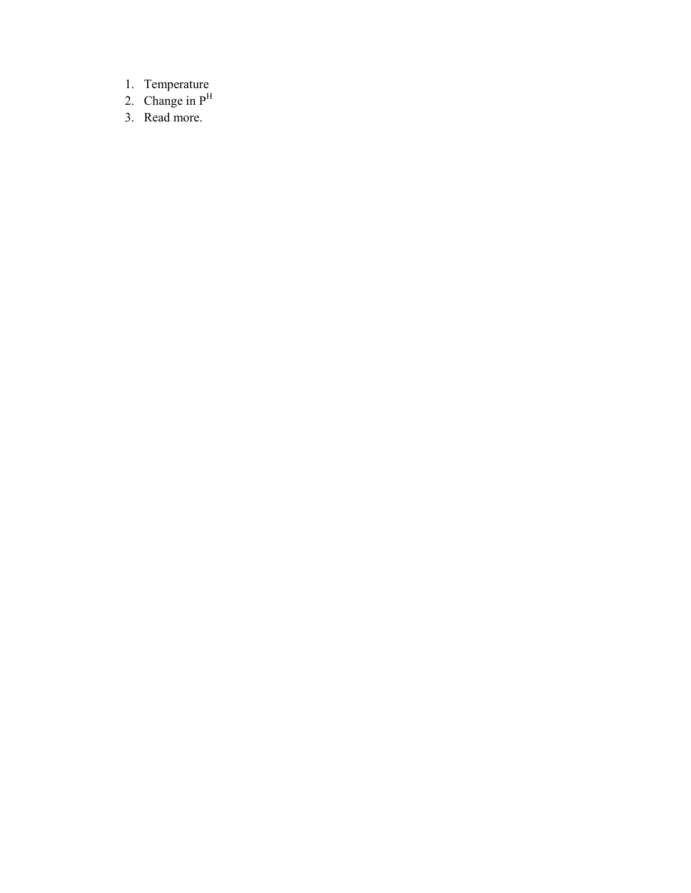1. Temperature
2. Change in $P^H$
3. Read more.